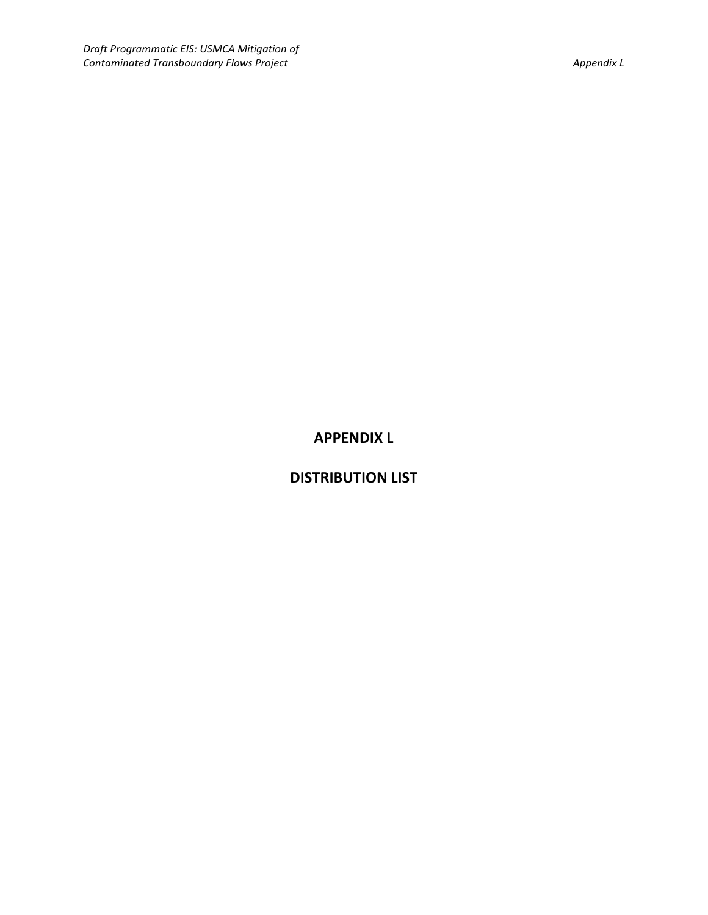# APPENDIX L

# DISTRIBUTION LIST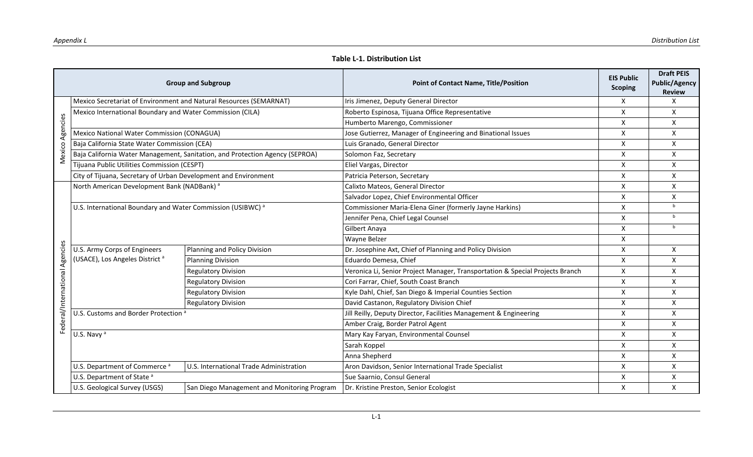**Table L-1. Distribution List**

| | Group and Subgroup | | Point of Contact Name, Title/Position | EIS Public Scoping | Draft PEIS Public/Agency Review |
|---|---|---|---|---|---|
| Mexico Agencies | Mexico Secretariat of Environment and Natural Resources (SEMARNAT) | | Iris Jimenez, Deputy General Director | X | X |
| | Mexico International Boundary and Water Commission (CILA) | | Roberto Espinosa, Tijuana Office Representative | X | X |
| | | | Humberto Marengo, Commissioner | X | X |
| | Mexico National Water Commission (CONAGUA) | | Jose Gutierrez, Manager of Engineering and Binational Issues | X | X |
| | Baja California State Water Commission (CEA) | | Luis Granado, General Director | X | X |
| | Baja California Water Management, Sanitation, and Protection Agency (SEPROA) | | Solomon Faz, Secretary | X | X |
| | Tijuana Public Utilities Commission (CESPT) | | Eliel Vargas, Director | X | X |
| | City of Tijuana, Secretary of Urban Development and Environment | | Patricia Peterson, Secretary | X | X |
| Federal/International Agencies | North American Development Bank (NADBank) [a] | | Calixto Mateos, General Director | X | X |
| | | | Salvador Lopez, Chief Environmental Officer | X | X |
| | U.S. International Boundary and Water Commission (USIBWC) [a] | | Commissioner Maria-Elena Giner (formerly Jayne Harkins) | X | [b] |
| | | | Jennifer Pena, Chief Legal Counsel | X | [b] |
| | | | Gilbert Anaya | X | [b] |
| | | | Wayne Belzer | X | |
| | U.S. Army Corps of Engineers (USACE), Los Angeles District [a] | Planning and Policy Division | Dr. Josephine Axt, Chief of Planning and Policy Division | X | X |
| | | Planning Division | Eduardo Demesa, Chief | X | X |
| | | Regulatory Division | Veronica Li, Senior Project Manager, Transportation & Special Projects Branch | X | X |
| | | Regulatory Division | Cori Farrar, Chief, South Coast Branch | X | X |
| | | Regulatory Division | Kyle Dahl, Chief, San Diego & Imperial Counties Section | X | X |
| | | Regulatory Division | David Castanon, Regulatory Division Chief | X | X |
| | U.S. Customs and Border Protection [a] | | Jill Reilly, Deputy Director, Facilities Management & Engineering | X | X |
| | | | Amber Craig, Border Patrol Agent | X | X |
| | U.S. Navy [a] | | Mary Kay Faryan, Environmental Counsel | X | X |
| | | | Sarah Koppel | X | X |
| | | | Anna Shepherd | X | X |
| | U.S. Department of Commerce [a] | U.S. International Trade Administration | Aron Davidson, Senior International Trade Specialist | X | X |
| | U.S. Department of State [a] | | Sue Saarnio, Consul General | X | X |
| | U.S. Geological Survey (USGS) | San Diego Management and Monitoring Program | Dr. Kristine Preston, Senior Ecologist | X | X |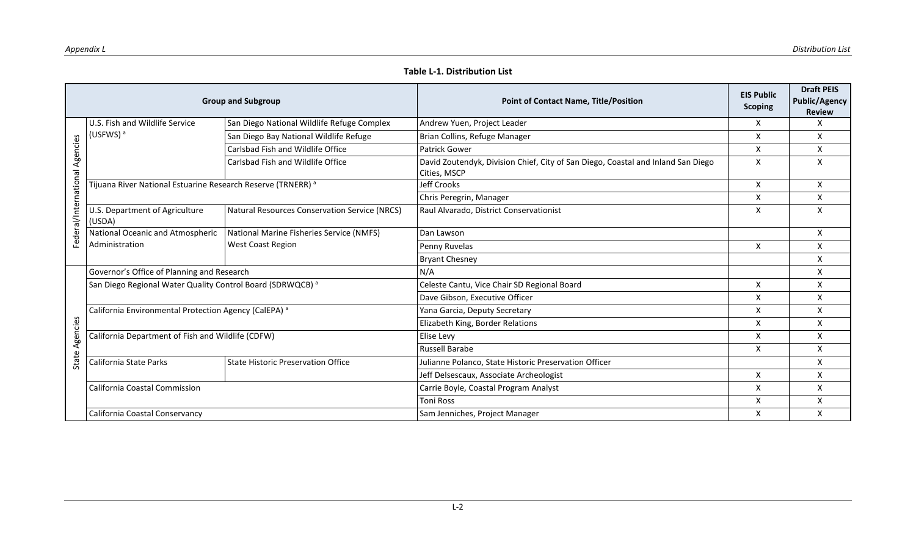**Table L-1. Distribution List**

| Group and Subgroup | | | Point of Contact Name, Title/Position | EIS Public Scoping | Draft PEIS Public/Agency Review |
|---|---|---|---|---|---|
| Federal/International Agencies | U.S. Fish and Wildlife Service (USFWS) [a] | San Diego National Wildlife Refuge Complex | Andrew Yuen, Project Leader | X | X |
| | | San Diego Bay National Wildlife Refuge | Brian Collins, Refuge Manager | X | X |
| | | Carlsbad Fish and Wildlife Office | Patrick Gower | X | X |
| | | Carlsbad Fish and Wildlife Office | David Zoutendyk, Division Chief, City of San Diego, Coastal and Inland San Diego Cities, MSCP | X | X |
| | Tijuana River National Estuarine Research Reserve (TRNERR) [a] | | Jeff Crooks | X | X |
| | | | Chris Peregrin, Manager | X | X |
| | U.S. Department of Agriculture (USDA) | Natural Resources Conservation Service (NRCS) | Raul Alvarado, District Conservationist | X | X |
| | National Oceanic and Atmospheric Administration | National Marine Fisheries Service (NMFS) West Coast Region | Dan Lawson | | X |
| | | | Penny Ruvelas | X | X |
| | | | Bryant Chesney | | X |
| State Agencies | Governor's Office of Planning and Research | | N/A | | X |
| | San Diego Regional Water Quality Control Board (SDRWQCB) [a] | | Celeste Cantu, Vice Chair SD Regional Board | X | X |
| | | | Dave Gibson, Executive Officer | X | X |
| | California Environmental Protection Agency (CalEPA) [a] | | Yana Garcia, Deputy Secretary | X | X |
| | | | Elizabeth King, Border Relations | X | X |
| | California Department of Fish and Wildlife (CDFW) | | Elise Levy | X | X |
| | | | Russell Barabe | X | X |
| | California State Parks | State Historic Preservation Office | Julianne Polanco, State Historic Preservation Officer | | X |
| | | | Jeff Delsescaux, Associate Archeologist | X | X |
| | California Coastal Commission | | Carrie Boyle, Coastal Program Analyst | X | X |
| | | | Toni Ross | X | X |
| | California Coastal Conservancy | | Sam Jenniches, Project Manager | X | X |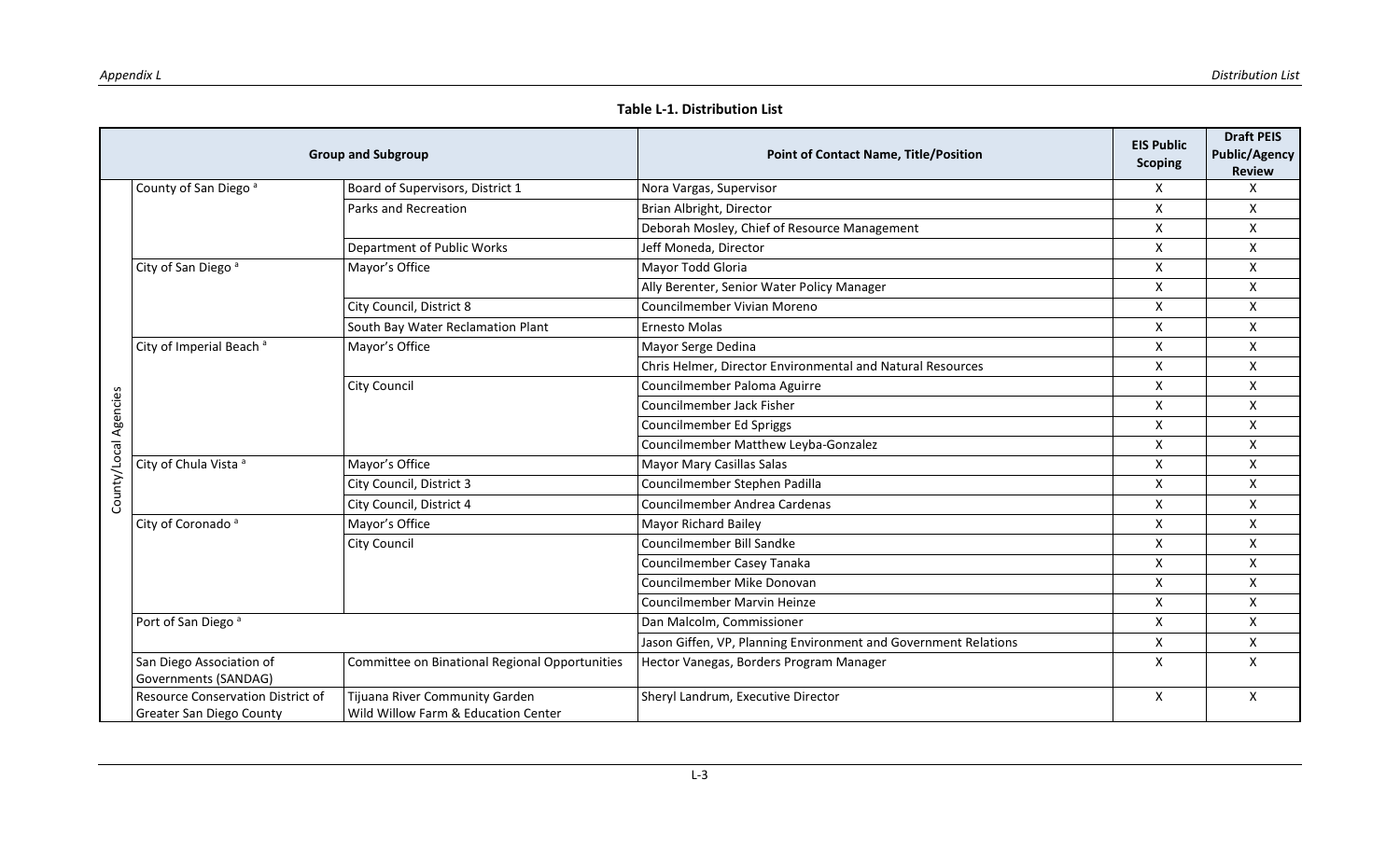**Table L-1. Distribution List**

| Group and Subgroup | | | Point of Contact Name, Title/Position | EIS Public Scoping | Draft PEIS Public/Agency Review |
|---|---|---|---|---|---|
| County/Local Agencies | County of San Diego [a] | Board of Supervisors, District 1 | Nora Vargas, Supervisor | X | X |
| | | Parks and Recreation | Brian Albright, Director | X | X |
| | | | Deborah Mosley, Chief of Resource Management | X | X |
| | | Department of Public Works | Jeff Moneda, Director | X | X |
| | City of San Diego [a] | Mayor's Office | Mayor Todd Gloria | X | X |
| | | | Ally Berenter, Senior Water Policy Manager | X | X |
| | | City Council, District 8 | Councilmember Vivian Moreno | X | X |
| | | South Bay Water Reclamation Plant | Ernesto Molas | X | X |
| | City of Imperial Beach [a] | Mayor's Office | Mayor Serge Dedina | X | X |
| | | | Chris Helmer, Director Environmental and Natural Resources | X | X |
| | | City Council | Councilmember Paloma Aguirre | X | X |
| | | | Councilmember Jack Fisher | X | X |
| | | | Councilmember Ed Spriggs | X | X |
| | | | Councilmember Matthew Leyba-Gonzalez | X | X |
| | City of Chula Vista [a] | Mayor's Office | Mayor Mary Casillas Salas | X | X |
| | | City Council, District 3 | Councilmember Stephen Padilla | X | X |
| | | City Council, District 4 | Councilmember Andrea Cardenas | X | X |
| | City of Coronado [a] | Mayor's Office | Mayor Richard Bailey | X | X |
| | | City Council | Councilmember Bill Sandke | X | X |
| | | | Councilmember Casey Tanaka | X | X |
| | | | Councilmember Mike Donovan | X | X |
| | | | Councilmember Marvin Heinze | X | X |
| | Port of San Diego [a] | | Dan Malcolm, Commissioner | X | X |
| | | | Jason Giffen, VP, Planning Environment and Government Relations | X | X |
| | San Diego Association of Governments (SANDAG) | Committee on Binational Regional Opportunities | Hector Vanegas, Borders Program Manager | X | X |
| | Resource Conservation District of Greater San Diego County | Tijuana River Community Garden Wild Willow Farm & Education Center | Sheryl Landrum, Executive Director | X | X |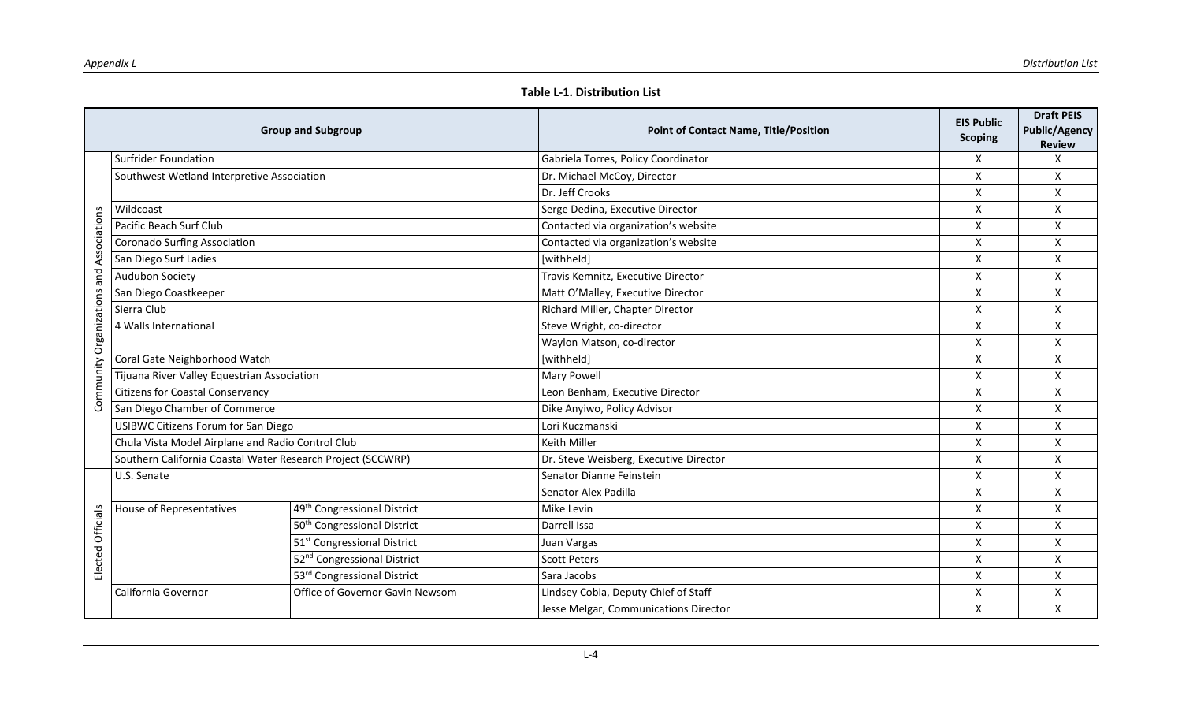**Table L-1. Distribution List**

| | Group and Subgroup | | Point of Contact Name, Title/Position | EIS Public Scoping | Draft PEIS Public/Agency Review |
|---|---|---|---|---|---|
| Community Organizations and Associations | Surfrider Foundation | | Gabriela Torres, Policy Coordinator | X | X |
| | Southwest Wetland Interpretive Association | | Dr. Michael McCoy, Director | X | X |
| | | | Dr. Jeff Crooks | X | X |
| | Wildcoast | | Serge Dedina, Executive Director | X | X |
| | Pacific Beach Surf Club | | Contacted via organization's website | X | X |
| | Coronado Surfing Association | | Contacted via organization's website | X | X |
| | San Diego Surf Ladies | | [withheld] | X | X |
| | Audubon Society | | Travis Kemnitz, Executive Director | X | X |
| | San Diego Coastkeeper | | Matt O'Malley, Executive Director | X | X |
| | Sierra Club | | Richard Miller, Chapter Director | X | X |
| | 4 Walls International | | Steve Wright, co-director | X | X |
| | | | Waylon Matson, co-director | X | X |
| | Coral Gate Neighborhood Watch | | [withheld] | X | X |
| | Tijuana River Valley Equestrian Association | | Mary Powell | X | X |
| | Citizens for Coastal Conservancy | | Leon Benham, Executive Director | X | X |
| | San Diego Chamber of Commerce | | Dike Anyiwo, Policy Advisor | X | X |
| | USIBWC Citizens Forum for San Diego | | Lori Kuczmanski | X | X |
| | Chula Vista Model Airplane and Radio Control Club | | Keith Miller | X | X |
| | Southern California Coastal Water Research Project (SCCWRP) | | Dr. Steve Weisberg, Executive Director | X | X |
| Elected Officials | U.S. Senate | | Senator Dianne Feinstein | X | X |
| | | | Senator Alex Padilla | X | X |
| | House of Representatives | 49th Congressional District | Mike Levin | X | X |
| | | 50th Congressional District | Darrell Issa | X | X |
| | | 51st Congressional District | Juan Vargas | X | X |
| | | 52nd Congressional District | Scott Peters | X | X |
| | | 53rd Congressional District | Sara Jacobs | X | X |
| | California Governor | Office of Governor Gavin Newsom | Lindsey Cobia, Deputy Chief of Staff | X | X |
| | | | Jesse Melgar, Communications Director | X | X |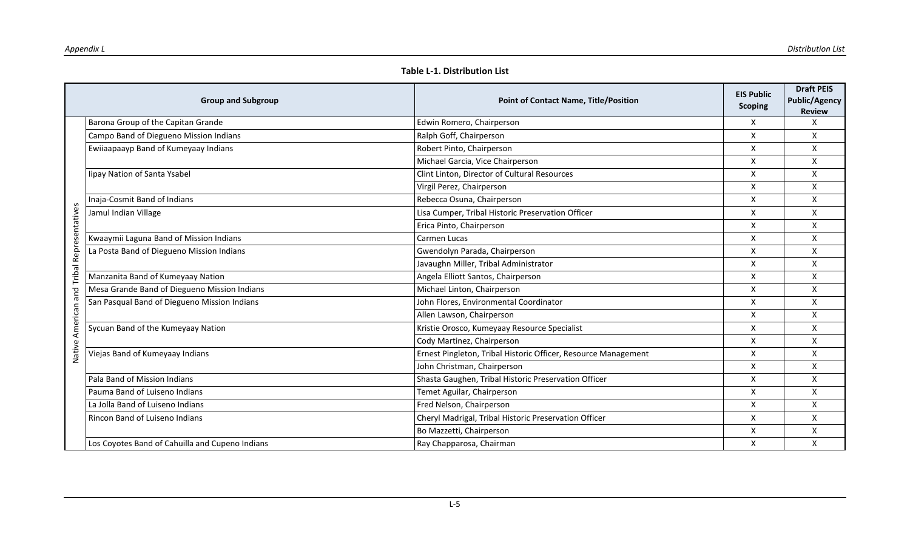**Table L-1. Distribution List**

| Group and Subgroup | | Point of Contact Name, Title/Position | EIS Public Scoping | Draft PEIS Public/Agency Review |
|---|---|---|---|---|
| Native American and Tribal Representatives | Barona Group of the Capitan Grande | Edwin Romero, Chairperson | X | X |
| | Campo Band of Diegueno Mission Indians | Ralph Goff, Chairperson | X | X |
| | Ewiiaapaayp Band of Kumeyaay Indians | Robert Pinto, Chairperson | X | X |
| | | Michael Garcia, Vice Chairperson | X | X |
| | Iipay Nation of Santa Ysabel | Clint Linton, Director of Cultural Resources | X | X |
| | | Virgil Perez, Chairperson | X | X |
| | Inaja-Cosmit Band of Indians | Rebecca Osuna, Chairperson | X | X |
| | Jamul Indian Village | Lisa Cumper, Tribal Historic Preservation Officer | X | X |
| | | Erica Pinto, Chairperson | X | X |
| | Kwaaymii Laguna Band of Mission Indians | Carmen Lucas | X | X |
| | La Posta Band of Diegueno Mission Indians | Gwendolyn Parada, Chairperson | X | X |
| | | Javaughn Miller, Tribal Administrator | X | X |
| | Manzanita Band of Kumeyaay Nation | Angela Elliott Santos, Chairperson | X | X |
| | Mesa Grande Band of Diegueno Mission Indians | Michael Linton, Chairperson | X | X |
| | San Pasqual Band of Diegueno Mission Indians | John Flores, Environmental Coordinator | X | X |
| | | Allen Lawson, Chairperson | X | X |
| | Sycuan Band of the Kumeyaay Nation | Kristie Orosco, Kumeyaay Resource Specialist | X | X |
| | | Cody Martinez, Chairperson | X | X |
| | Viejas Band of Kumeyaay Indians | Ernest Pingleton, Tribal Historic Officer, Resource Management | X | X |
| | | John Christman, Chairperson | X | X |
| | Pala Band of Mission Indians | Shasta Gaughen, Tribal Historic Preservation Officer | X | X |
| | Pauma Band of Luiseno Indians | Temet Aguilar, Chairperson | X | X |
| | La Jolla Band of Luiseno Indians | Fred Nelson, Chairperson | X | X |
| | Rincon Band of Luiseno Indians | Cheryl Madrigal, Tribal Historic Preservation Officer | X | X |
| | | Bo Mazzetti, Chairperson | X | X |
| | Los Coyotes Band of Cahuilla and Cupeno Indians | Ray Chapparosa, Chairman | X | X |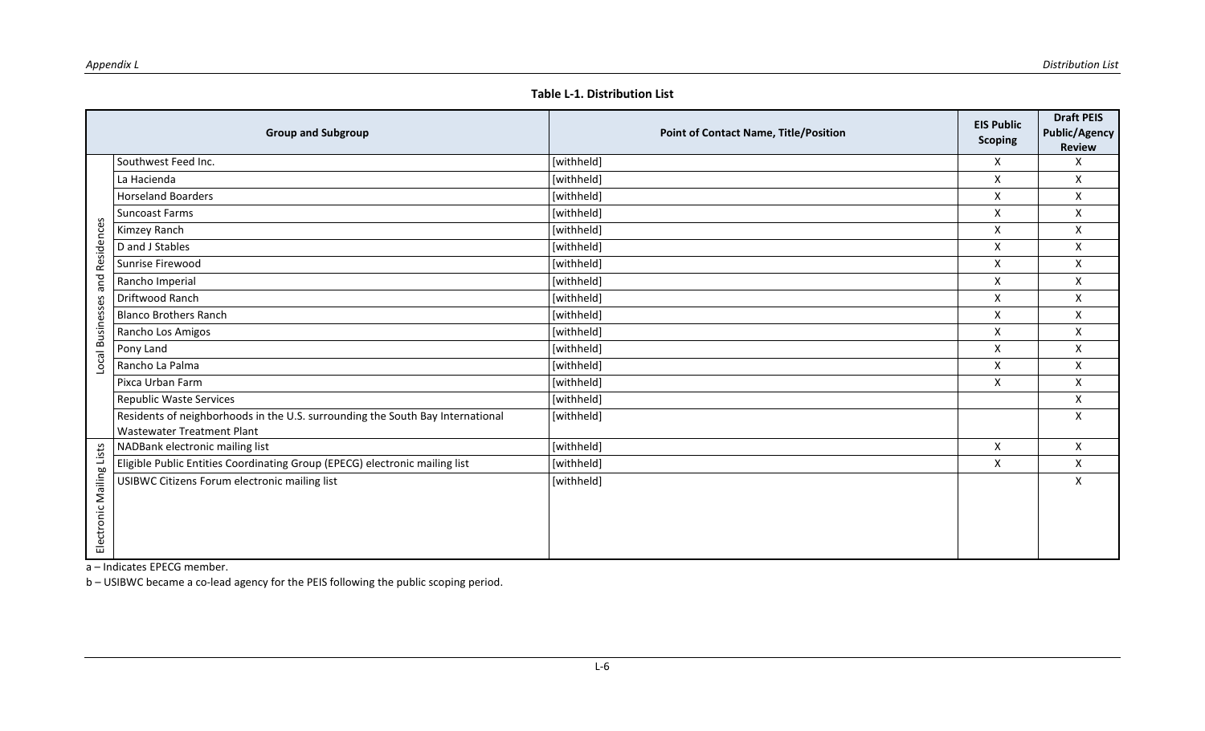**Table L-1. Distribution List**

| Group and Subgroup | | Point of Contact Name, Title/Position | EIS Public Scoping | Draft PEIS Public/Agency Review |
|---|---|---|---|---|
| Local Businesses and Residences | Southwest Feed Inc. | [withheld] | X | X |
| | La Hacienda | [withheld] | X | X |
| | Horseland Boarders | [withheld] | X | X |
| | Suncoast Farms | [withheld] | X | X |
| | Kimzey Ranch | [withheld] | X | X |
| | D and J Stables | [withheld] | X | X |
| | Sunrise Firewood | [withheld] | X | X |
| | Rancho Imperial | [withheld] | X | X |
| | Driftwood Ranch | [withheld] | X | X |
| | Blanco Brothers Ranch | [withheld] | X | X |
| | Rancho Los Amigos | [withheld] | X | X |
| | Pony Land | [withheld] | X | X |
| | Rancho La Palma | [withheld] | X | X |
| | Pixca Urban Farm | [withheld] | X | X |
| | Republic Waste Services | [withheld] | | X |
| | Residents of neighborhoods in the U.S. surrounding the South Bay International Wastewater Treatment Plant | [withheld] | | X |
| Electronic Mailing Lists | NADBank electronic mailing list | [withheld] | X | X |
| | Eligible Public Entities Coordinating Group (EPECG) electronic mailing list | [withheld] | X | X |
| | USIBWC Citizens Forum electronic mailing list | [withheld] | | X |

a – Indicates EPECG member.

b – USIBWC became a co-lead agency for the PEIS following the public scoping period.